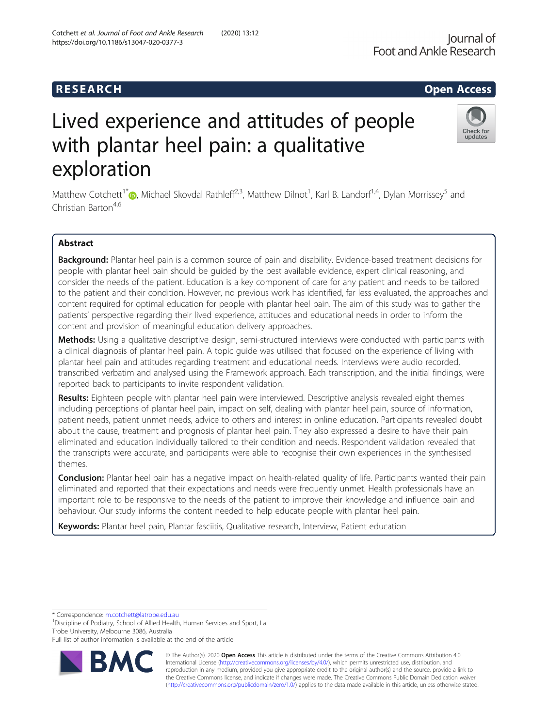RESEARCH **Open Access**

# Lived experience and attitudes of people with plantar heel pain: a qualitative exploration

Matthew Cotchett[1*], Michael Skovdal Rathleff[2,3], Matthew Dilnot[1], Karl B. Landorf[1,4], Dylan Morrissey[5] and Christian Barton[4,6]

## Abstract

**Background:** Plantar heel pain is a common source of pain and disability. Evidence-based treatment decisions for people with plantar heel pain should be guided by the best available evidence, expert clinical reasoning, and consider the needs of the patient. Education is a key component of care for any patient and needs to be tailored to the patient and their condition. However, no previous work has identified, far less evaluated, the approaches and content required for optimal education for people with plantar heel pain. The aim of this study was to gather the patients' perspective regarding their lived experience, attitudes and educational needs in order to inform the content and provision of meaningful education delivery approaches.

**Methods:** Using a qualitative descriptive design, semi-structured interviews were conducted with participants with a clinical diagnosis of plantar heel pain. A topic guide was utilised that focused on the experience of living with plantar heel pain and attitudes regarding treatment and educational needs. Interviews were audio recorded, transcribed verbatim and analysed using the Framework approach. Each transcription, and the initial findings, were reported back to participants to invite respondent validation.

**Results:** Eighteen people with plantar heel pain were interviewed. Descriptive analysis revealed eight themes including perceptions of plantar heel pain, impact on self, dealing with plantar heel pain, source of information, patient needs, patient unmet needs, advice to others and interest in online education. Participants revealed doubt about the cause, treatment and prognosis of plantar heel pain. They also expressed a desire to have their pain eliminated and education individually tailored to their condition and needs. Respondent validation revealed that the transcripts were accurate, and participants were able to recognise their own experiences in the synthesised themes.

**Conclusion:** Plantar heel pain has a negative impact on health-related quality of life. Participants wanted their pain eliminated and reported that their expectations and needs were frequently unmet. Health professionals have an important role to be responsive to the needs of the patient to improve their knowledge and influence pain and behaviour. Our study informs the content needed to help educate people with plantar heel pain.

**Keywords:** Plantar heel pain, Plantar fasciitis, Qualitative research, Interview, Patient education

---

\* Correspondence: m.cotchett@latrobe.edu.au

[1]Discipline of Podiatry, School of Allied Health, Human Services and Sport, La Trobe University, Melbourne 3086, Australia

Full list of author information is available at the end of the article

© The Author(s). 2020 **Open Access** This article is distributed under the terms of the Creative Commons Attribution 4.0 International License (http://creativecommons.org/licenses/by/4.0/), which permits unrestricted use, distribution, and reproduction in any medium, provided you give appropriate credit to the original author(s) and the source, provide a link to the Creative Commons license, and indicate if changes were made. The Creative Commons Public Domain Dedication waiver (http://creativecommons.org/publicdomain/zero/1.0/) applies to the data made available in this article, unless otherwise stated.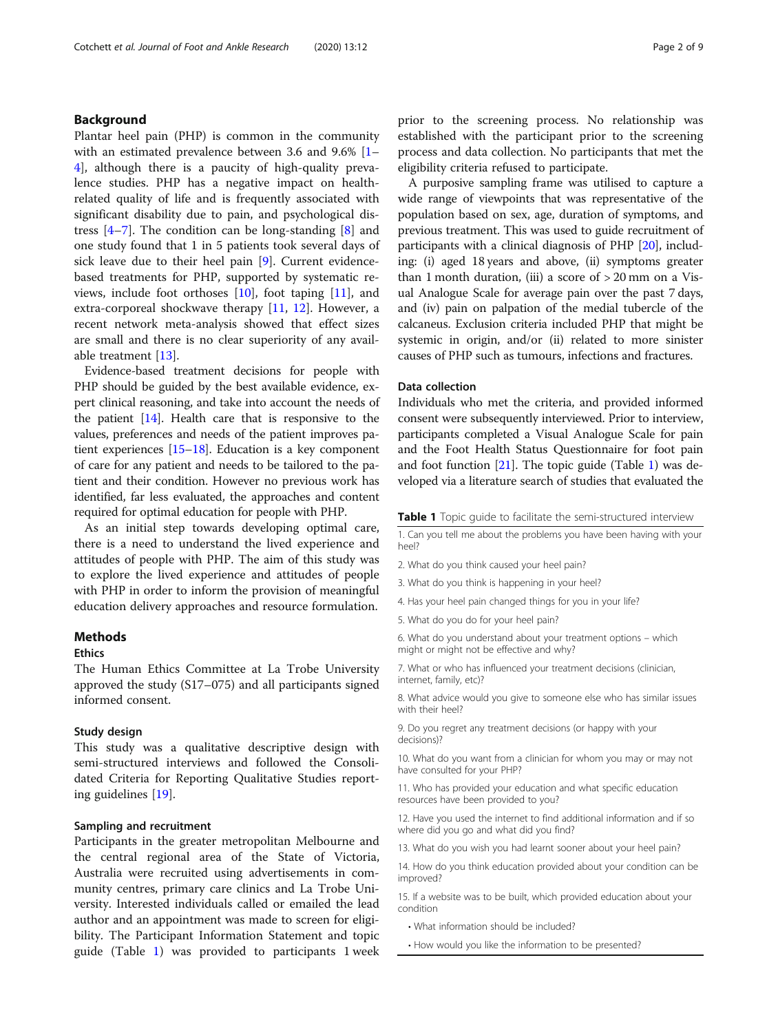## Background

Plantar heel pain (PHP) is common in the community with an estimated prevalence between 3.6 and 9.6% [1–4], although there is a paucity of high-quality prevalence studies. PHP has a negative impact on health-related quality of life and is frequently associated with significant disability due to pain, and psychological distress [4–7]. The condition can be long-standing [8] and one study found that 1 in 5 patients took several days of sick leave due to their heel pain [9]. Current evidence-based treatments for PHP, supported by systematic reviews, include foot orthoses [10], foot taping [11], and extra-corporeal shockwave therapy [11, 12]. However, a recent network meta-analysis showed that effect sizes are small and there is no clear superiority of any available treatment [13].

Evidence-based treatment decisions for people with PHP should be guided by the best available evidence, expert clinical reasoning, and take into account the needs of the patient [14]. Health care that is responsive to the values, preferences and needs of the patient improves patient experiences [15–18]. Education is a key component of care for any patient and needs to be tailored to the patient and their condition. However no previous work has identified, far less evaluated, the approaches and content required for optimal education for people with PHP.

As an initial step towards developing optimal care, there is a need to understand the lived experience and attitudes of people with PHP. The aim of this study was to explore the lived experience and attitudes of people with PHP in order to inform the provision of meaningful education delivery approaches and resource formulation.

## Methods

### Ethics

The Human Ethics Committee at La Trobe University approved the study (S17–075) and all participants signed informed consent.

### Study design

This study was a qualitative descriptive design with semi-structured interviews and followed the Consolidated Criteria for Reporting Qualitative Studies reporting guidelines [19].

### Sampling and recruitment

Participants in the greater metropolitan Melbourne and the central regional area of the State of Victoria, Australia were recruited using advertisements in community centres, primary care clinics and La Trobe University. Interested individuals called or emailed the lead author and an appointment was made to screen for eligibility. The Participant Information Statement and topic guide (Table 1) was provided to participants 1 week prior to the screening process. No relationship was established with the participant prior to the screening process and data collection. No participants that met the eligibility criteria refused to participate.

A purposive sampling frame was utilised to capture a wide range of viewpoints that was representative of the population based on sex, age, duration of symptoms, and previous treatment. This was used to guide recruitment of participants with a clinical diagnosis of PHP [20], including: (i) aged 18 years and above, (ii) symptoms greater than 1 month duration, (iii) a score of > 20 mm on a Visual Analogue Scale for average pain over the past 7 days, and (iv) pain on palpation of the medial tubercle of the calcaneus. Exclusion criteria included PHP that might be systemic in origin, and/or (ii) related to more sinister causes of PHP such as tumours, infections and fractures.

### Data collection

Individuals who met the criteria, and provided informed consent were subsequently interviewed. Prior to interview, participants completed a Visual Analogue Scale for pain and the Foot Health Status Questionnaire for foot pain and foot function [21]. The topic guide (Table 1) was developed via a literature search of studies that evaluated the

**Table 1** Topic guide to facilitate the semi-structured interview

| |
|---|
| 1. Can you tell me about the problems you have been having with your heel? |
| 2. What do you think caused your heel pain? |
| 3. What do you think is happening in your heel? |
| 4. Has your heel pain changed things for you in your life? |
| 5. What do you do for your heel pain? |
| 6. What do you understand about your treatment options – which might or might not be effective and why? |
| 7. What or who has influenced your treatment decisions (clinician, internet, family, etc)? |
| 8. What advice would you give to someone else who has similar issues with their heel? |
| 9. Do you regret any treatment decisions (or happy with your decisions)? |
| 10. What do you want from a clinician for whom you may or may not have consulted for your PHP? |
| 11. Who has provided your education and what specific education resources have been provided to you? |
| 12. Have you used the internet to find additional information and if so where did you go and what did you find? |
| 13. What do you wish you had learnt sooner about your heel pain? |
| 14. How do you think education provided about your condition can be improved? |
| 15. If a website was to be built, which provided education about your condition<br>• What information should be included?<br>• How would you like the information to be presented? |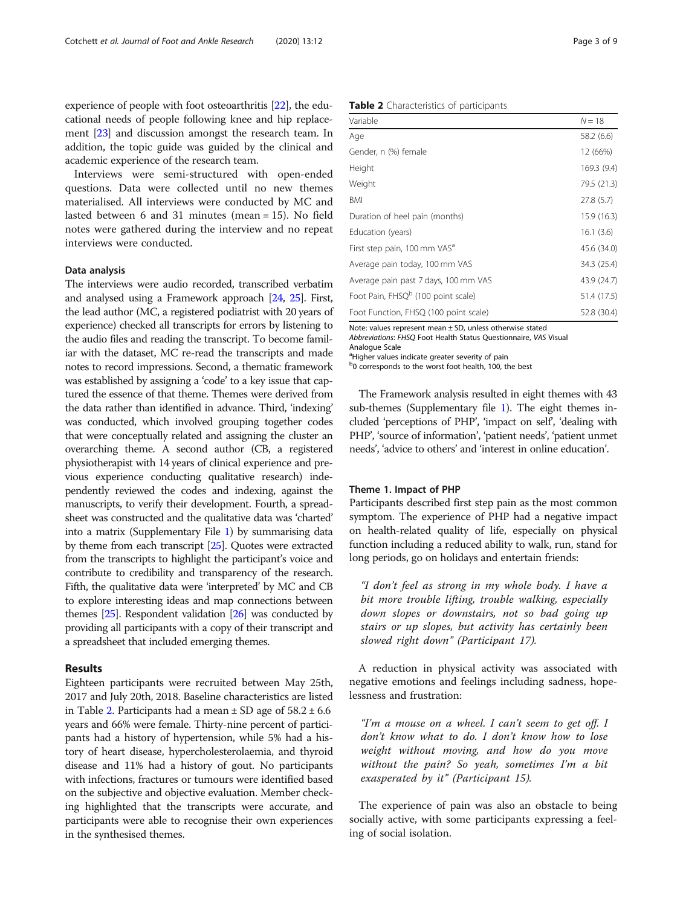experience of people with foot osteoarthritis [22], the educational needs of people following knee and hip replacement [23] and discussion amongst the research team. In addition, the topic guide was guided by the clinical and academic experience of the research team.

Interviews were semi-structured with open-ended questions. Data were collected until no new themes materialised. All interviews were conducted by MC and lasted between 6 and 31 minutes (mean = 15). No field notes were gathered during the interview and no repeat interviews were conducted.

### Data analysis

The interviews were audio recorded, transcribed verbatim and analysed using a Framework approach [24, 25]. First, the lead author (MC, a registered podiatrist with 20 years of experience) checked all transcripts for errors by listening to the audio files and reading the transcript. To become familiar with the dataset, MC re-read the transcripts and made notes to record impressions. Second, a thematic framework was established by assigning a 'code' to a key issue that captured the essence of that theme. Themes were derived from the data rather than identified in advance. Third, 'indexing' was conducted, which involved grouping together codes that were conceptually related and assigning the cluster an overarching theme. A second author (CB, a registered physiotherapist with 14 years of clinical experience and previous experience conducting qualitative research) independently reviewed the codes and indexing, against the manuscripts, to verify their development. Fourth, a spreadsheet was constructed and the qualitative data was 'charted' into a matrix (Supplementary File 1) by summarising data by theme from each transcript [25]. Quotes were extracted from the transcripts to highlight the participant's voice and contribute to credibility and transparency of the research. Fifth, the qualitative data were 'interpreted' by MC and CB to explore interesting ideas and map connections between themes [25]. Respondent validation [26] was conducted by providing all participants with a copy of their transcript and a spreadsheet that included emerging themes.

## Results

Eighteen participants were recruited between May 25th, 2017 and July 20th, 2018. Baseline characteristics are listed in Table 2. Participants had a mean ± SD age of 58.2 ± 6.6 years and 66% were female. Thirty-nine percent of participants had a history of hypertension, while 5% had a history of heart disease, hypercholesterolaemia, and thyroid disease and 11% had a history of gout. No participants with infections, fractures or tumours were identified based on the subjective and objective evaluation. Member checking highlighted that the transcripts were accurate, and participants were able to recognise their own experiences in the synthesised themes.

**Table 2** Characteristics of participants

| Variable | N = 18 |
|---|---|
| Age | 58.2 (6.6) |
| Gender, n (%) female | 12 (66%) |
| Height | 169.3 (9.4) |
| Weight | 79.5 (21.3) |
| BMI | 27.8 (5.7) |
| Duration of heel pain (months) | 15.9 (16.3) |
| Education (years) | 16.1 (3.6) |
| First step pain, 100 mm VAS[a] | 45.6 (34.0) |
| Average pain today, 100 mm VAS | 34.3 (25.4) |
| Average pain past 7 days, 100 mm VAS | 43.9 (24.7) |
| Foot Pain, FHSQ[b] (100 point scale) | 51.4 (17.5) |
| Foot Function, FHSQ (100 point scale) | 52.8 (30.4) |

Note: values represent mean ± SD, unless otherwise stated
*Abbreviations*: *FHSQ* Foot Health Status Questionnaire, *VAS* Visual Analogue Scale
[a]Higher values indicate greater severity of pain
[b]0 corresponds to the worst foot health, 100, the best

The Framework analysis resulted in eight themes with 43 sub-themes (Supplementary file 1). The eight themes included 'perceptions of PHP', 'impact on self', 'dealing with PHP', 'source of information', 'patient needs', 'patient unmet needs', 'advice to others' and 'interest in online education'.

### Theme 1. Impact of PHP

Participants described first step pain as the most common symptom. The experience of PHP had a negative impact on health-related quality of life, especially on physical function including a reduced ability to walk, run, stand for long periods, go on holidays and entertain friends:

> *"I don't feel as strong in my whole body. I have a bit more trouble lifting, trouble walking, especially down slopes or downstairs, not so bad going up stairs or up slopes, but activity has certainly been slowed right down" (Participant 17).*

A reduction in physical activity was associated with negative emotions and feelings including sadness, hopelessness and frustration:

> *"I'm a mouse on a wheel. I can't seem to get off. I don't know what to do. I don't know how to lose weight without moving, and how do you move without the pain? So yeah, sometimes I'm a bit exasperated by it" (Participant 15).*

The experience of pain was also an obstacle to being socially active, with some participants expressing a feeling of social isolation.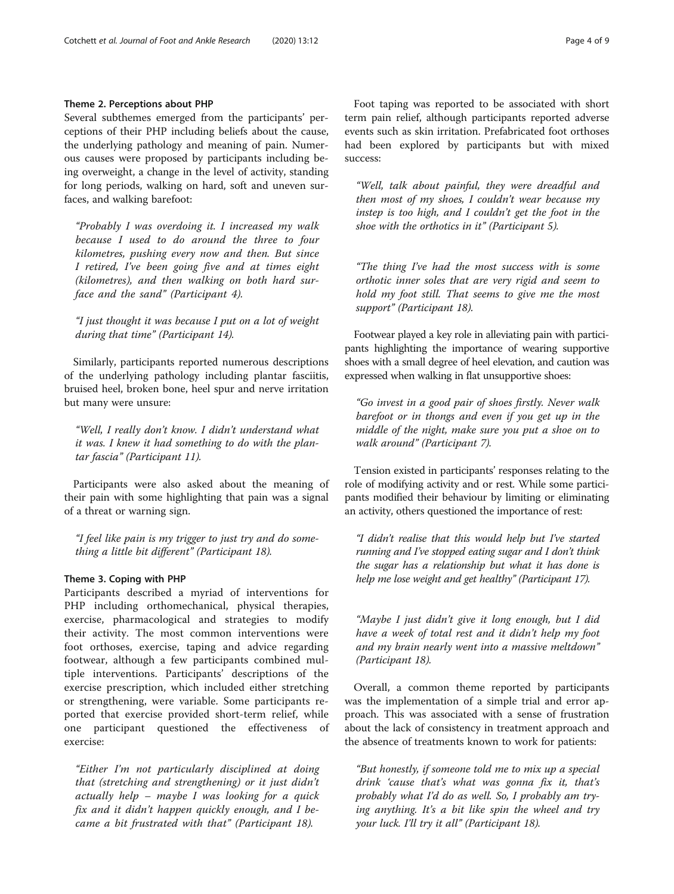### Theme 2. Perceptions about PHP

Several subthemes emerged from the participants' perceptions of their PHP including beliefs about the cause, the underlying pathology and meaning of pain. Numerous causes were proposed by participants including being overweight, a change in the level of activity, standing for long periods, walking on hard, soft and uneven surfaces, and walking barefoot:

> *"Probably I was overdoing it. I increased my walk because I used to do around the three to four kilometres, pushing every now and then. But since I retired, I've been going five and at times eight (kilometres), and then walking on both hard surface and the sand" (Participant 4).*

> *"I just thought it was because I put on a lot of weight during that time" (Participant 14).*

Similarly, participants reported numerous descriptions of the underlying pathology including plantar fasciitis, bruised heel, broken bone, heel spur and nerve irritation but many were unsure:

> *"Well, I really don't know. I didn't understand what it was. I knew it had something to do with the plantar fascia" (Participant 11).*

Participants were also asked about the meaning of their pain with some highlighting that pain was a signal of a threat or warning sign.

> *"I feel like pain is my trigger to just try and do something a little bit different" (Participant 18).*

### Theme 3. Coping with PHP

Participants described a myriad of interventions for PHP including orthomechanical, physical therapies, exercise, pharmacological and strategies to modify their activity. The most common interventions were foot orthoses, exercise, taping and advice regarding footwear, although a few participants combined multiple interventions. Participants' descriptions of the exercise prescription, which included either stretching or strengthening, were variable. Some participants reported that exercise provided short-term relief, while one participant questioned the effectiveness of exercise:

> *"Either I'm not particularly disciplined at doing that (stretching and strengthening) or it just didn't actually help – maybe I was looking for a quick fix and it didn't happen quickly enough, and I became a bit frustrated with that" (Participant 18).*

Foot taping was reported to be associated with short term pain relief, although participants reported adverse events such as skin irritation. Prefabricated foot orthoses had been explored by participants but with mixed success:

> *"Well, talk about painful, they were dreadful and then most of my shoes, I couldn't wear because my instep is too high, and I couldn't get the foot in the shoe with the orthotics in it" (Participant 5).*

> *"The thing I've had the most success with is some orthotic inner soles that are very rigid and seem to hold my foot still. That seems to give me the most support" (Participant 18).*

Footwear played a key role in alleviating pain with participants highlighting the importance of wearing supportive shoes with a small degree of heel elevation, and caution was expressed when walking in flat unsupportive shoes:

> *"Go invest in a good pair of shoes firstly. Never walk barefoot or in thongs and even if you get up in the middle of the night, make sure you put a shoe on to walk around" (Participant 7).*

Tension existed in participants' responses relating to the role of modifying activity and or rest. While some participants modified their behaviour by limiting or eliminating an activity, others questioned the importance of rest:

> *"I didn't realise that this would help but I've started running and I've stopped eating sugar and I don't think the sugar has a relationship but what it has done is help me lose weight and get healthy" (Participant 17).*

> *"Maybe I just didn't give it long enough, but I did have a week of total rest and it didn't help my foot and my brain nearly went into a massive meltdown" (Participant 18).*

Overall, a common theme reported by participants was the implementation of a simple trial and error approach. This was associated with a sense of frustration about the lack of consistency in treatment approach and the absence of treatments known to work for patients:

> *"But honestly, if someone told me to mix up a special drink 'cause that's what was gonna fix it, that's probably what I'd do as well. So, I probably am trying anything. It's a bit like spin the wheel and try your luck. I'll try it all" (Participant 18).*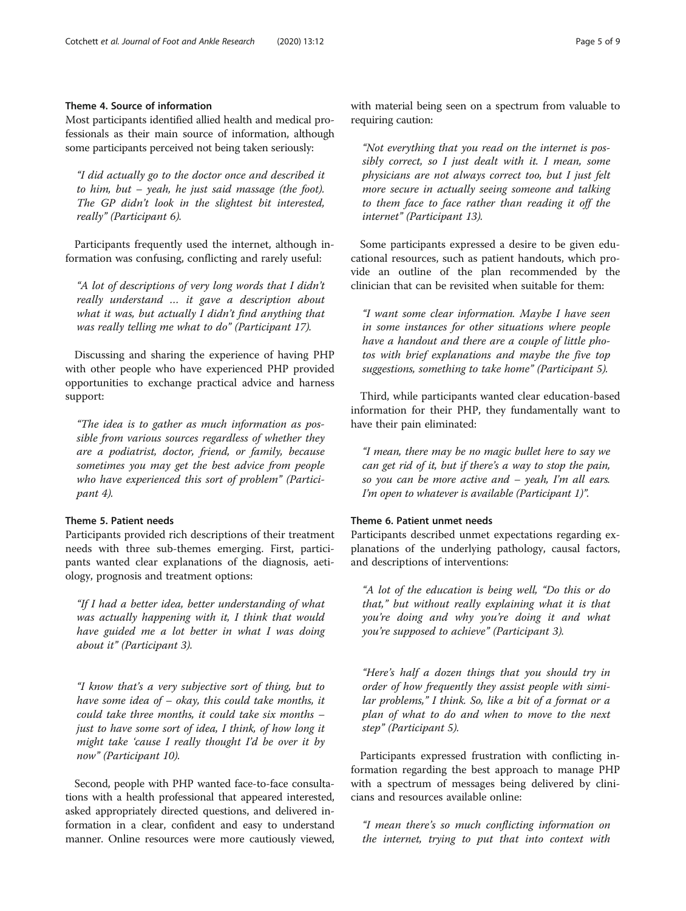### Theme 4. Source of information

Most participants identified allied health and medical professionals as their main source of information, although some participants perceived not being taken seriously:

> "I did actually go to the doctor once and described it to him, but – yeah, he just said massage (the foot). The GP didn't look in the slightest bit interested, really" (Participant 6).

Participants frequently used the internet, although information was confusing, conflicting and rarely useful:

> "A lot of descriptions of very long words that I didn't really understand … it gave a description about what it was, but actually I didn't find anything that was really telling me what to do" (Participant 17).

Discussing and sharing the experience of having PHP with other people who have experienced PHP provided opportunities to exchange practical advice and harness support:

> "The idea is to gather as much information as possible from various sources regardless of whether they are a podiatrist, doctor, friend, or family, because sometimes you may get the best advice from people who have experienced this sort of problem" (Participant 4).

### Theme 5. Patient needs

Participants provided rich descriptions of their treatment needs with three sub-themes emerging. First, participants wanted clear explanations of the diagnosis, aetiology, prognosis and treatment options:

> "If I had a better idea, better understanding of what was actually happening with it, I think that would have guided me a lot better in what I was doing about it" (Participant 3).

> "I know that's a very subjective sort of thing, but to have some idea of – okay, this could take months, it could take three months, it could take six months – just to have some sort of idea, I think, of how long it might take 'cause I really thought I'd be over it by now" (Participant 10).

Second, people with PHP wanted face-to-face consultations with a health professional that appeared interested, asked appropriately directed questions, and delivered information in a clear, confident and easy to understand manner. Online resources were more cautiously viewed, with material being seen on a spectrum from valuable to requiring caution:

> "Not everything that you read on the internet is possibly correct, so I just dealt with it. I mean, some physicians are not always correct too, but I just felt more secure in actually seeing someone and talking to them face to face rather than reading it off the internet" (Participant 13).

Some participants expressed a desire to be given educational resources, such as patient handouts, which provide an outline of the plan recommended by the clinician that can be revisited when suitable for them:

> "I want some clear information. Maybe I have seen in some instances for other situations where people have a handout and there are a couple of little photos with brief explanations and maybe the five top suggestions, something to take home" (Participant 5).

Third, while participants wanted clear education-based information for their PHP, they fundamentally want to have their pain eliminated:

> "I mean, there may be no magic bullet here to say we can get rid of it, but if there's a way to stop the pain, so you can be more active and – yeah, I'm all ears. I'm open to whatever is available (Participant 1)".

### Theme 6. Patient unmet needs

Participants described unmet expectations regarding explanations of the underlying pathology, causal factors, and descriptions of interventions:

> "A lot of the education is being well, "Do this or do that," but without really explaining what it is that you're doing and why you're doing it and what you're supposed to achieve" (Participant 3).

> "Here's half a dozen things that you should try in order of how frequently they assist people with similar problems," I think. So, like a bit of a format or a plan of what to do and when to move to the next step" (Participant 5).

Participants expressed frustration with conflicting information regarding the best approach to manage PHP with a spectrum of messages being delivered by clinicians and resources available online:

> "I mean there's so much conflicting information on the internet, trying to put that into context with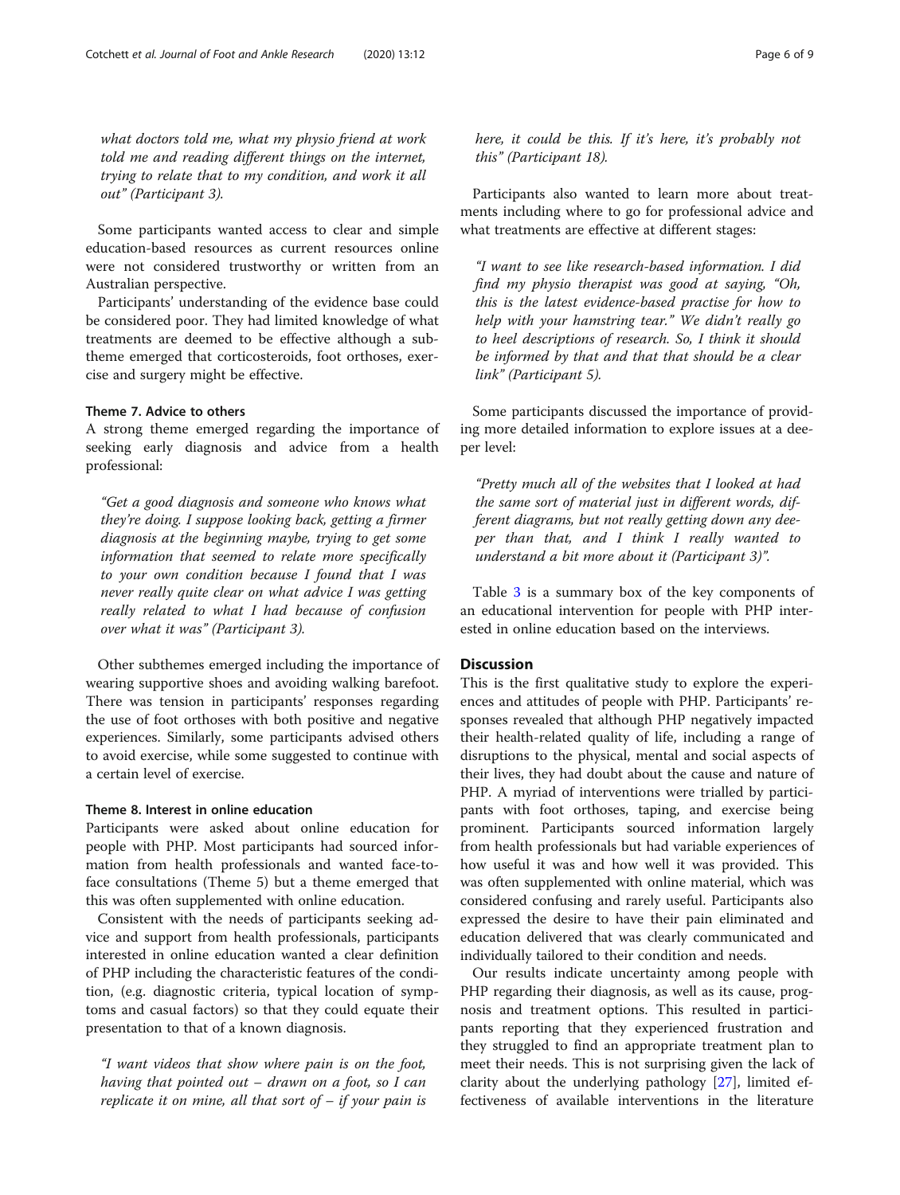what doctors told me, what my physio friend at work told me and reading different things on the internet, trying to relate that to my condition, and work it all out" (Participant 3).

Some participants wanted access to clear and simple education-based resources as current resources online were not considered trustworthy or written from an Australian perspective.

Participants' understanding of the evidence base could be considered poor. They had limited knowledge of what treatments are deemed to be effective although a subtheme emerged that corticosteroids, foot orthoses, exercise and surgery might be effective.

#### Theme 7. Advice to others

A strong theme emerged regarding the importance of seeking early diagnosis and advice from a health professional:

> *"Get a good diagnosis and someone who knows what they're doing. I suppose looking back, getting a firmer diagnosis at the beginning maybe, trying to get some information that seemed to relate more specifically to your own condition because I found that I was never really quite clear on what advice I was getting really related to what I had because of confusion over what it was" (Participant 3).*

Other subthemes emerged including the importance of wearing supportive shoes and avoiding walking barefoot. There was tension in participants' responses regarding the use of foot orthoses with both positive and negative experiences. Similarly, some participants advised others to avoid exercise, while some suggested to continue with a certain level of exercise.

#### Theme 8. Interest in online education

Participants were asked about online education for people with PHP. Most participants had sourced information from health professionals and wanted face-to-face consultations (Theme 5) but a theme emerged that this was often supplemented with online education.

Consistent with the needs of participants seeking advice and support from health professionals, participants interested in online education wanted a clear definition of PHP including the characteristic features of the condition, (e.g. diagnostic criteria, typical location of symptoms and casual factors) so that they could equate their presentation to that of a known diagnosis.

> *"I want videos that show where pain is on the foot, having that pointed out – drawn on a foot, so I can replicate it on mine, all that sort of – if your pain is here, it could be this. If it's here, it's probably not this" (Participant 18).*

Participants also wanted to learn more about treatments including where to go for professional advice and what treatments are effective at different stages:

> *"I want to see like research-based information. I did find my physio therapist was good at saying, "Oh, this is the latest evidence-based practise for how to help with your hamstring tear." We didn't really go to heel descriptions of research. So, I think it should be informed by that and that that should be a clear link" (Participant 5).*

Some participants discussed the importance of providing more detailed information to explore issues at a deeper level:

> *"Pretty much all of the websites that I looked at had the same sort of material just in different words, different diagrams, but not really getting down any deeper than that, and I think I really wanted to understand a bit more about it (Participant 3)".*

Table 3 is a summary box of the key components of an educational intervention for people with PHP interested in online education based on the interviews.

## Discussion

This is the first qualitative study to explore the experiences and attitudes of people with PHP. Participants' responses revealed that although PHP negatively impacted their health-related quality of life, including a range of disruptions to the physical, mental and social aspects of their lives, they had doubt about the cause and nature of PHP. A myriad of interventions were trialled by participants with foot orthoses, taping, and exercise being prominent. Participants sourced information largely from health professionals but had variable experiences of how useful it was and how well it was provided. This was often supplemented with online material, which was considered confusing and rarely useful. Participants also expressed the desire to have their pain eliminated and education delivered that was clearly communicated and individually tailored to their condition and needs.

Our results indicate uncertainty among people with PHP regarding their diagnosis, as well as its cause, prognosis and treatment options. This resulted in participants reporting that they experienced frustration and they struggled to find an appropriate treatment plan to meet their needs. This is not surprising given the lack of clarity about the underlying pathology [27], limited effectiveness of available interventions in the literature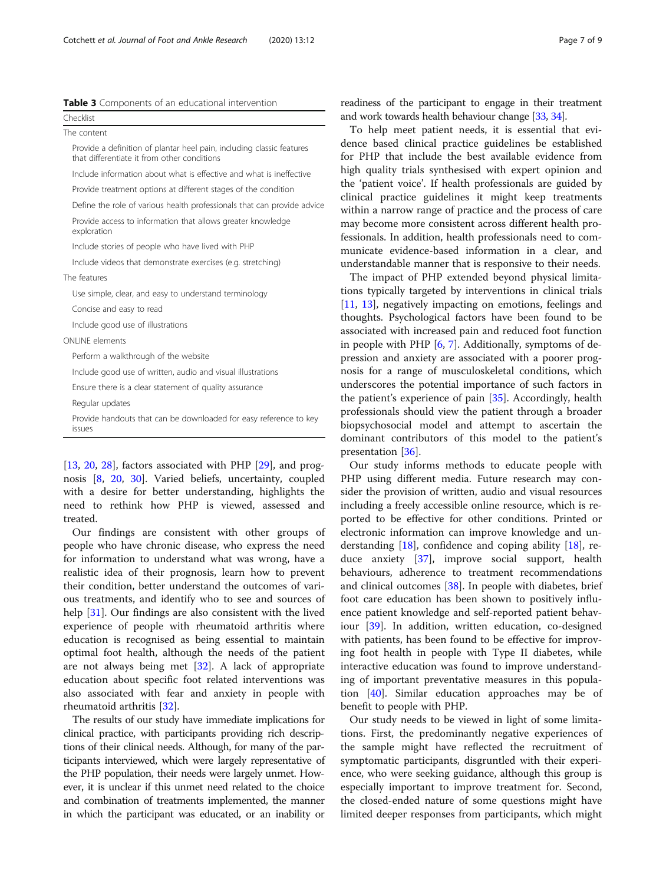**Table 3** Components of an educational intervention

| Checklist |
| --- |
| The content |
| Provide a definition of plantar heel pain, including classic features that differentiate it from other conditions |
| Include information about what is effective and what is ineffective |
| Provide treatment options at different stages of the condition |
| Define the role of various health professionals that can provide advice |
| Provide access to information that allows greater knowledge exploration |
| Include stories of people who have lived with PHP |
| Include videos that demonstrate exercises (e.g. stretching) |
| The features |
| Use simple, clear, and easy to understand terminology |
| Concise and easy to read |
| Include good use of illustrations |
| ONLINE elements |
| Perform a walkthrough of the website |
| Include good use of written, audio and visual illustrations |
| Ensure there is a clear statement of quality assurance |
| Regular updates |
| Provide handouts that can be downloaded for easy reference to key issues |

[13, 20, 28], factors associated with PHP [29], and prognosis [8, 20, 30]. Varied beliefs, uncertainty, coupled with a desire for better understanding, highlights the need to rethink how PHP is viewed, assessed and treated.

Our findings are consistent with other groups of people who have chronic disease, who express the need for information to understand what was wrong, have a realistic idea of their prognosis, learn how to prevent their condition, better understand the outcomes of various treatments, and identify who to see and sources of help [31]. Our findings are also consistent with the lived experience of people with rheumatoid arthritis where education is recognised as being essential to maintain optimal foot health, although the needs of the patient are not always being met [32]. A lack of appropriate education about specific foot related interventions was also associated with fear and anxiety in people with rheumatoid arthritis [32].

The results of our study have immediate implications for clinical practice, with participants providing rich descriptions of their clinical needs. Although, for many of the participants interviewed, which were largely representative of the PHP population, their needs were largely unmet. However, it is unclear if this unmet need related to the choice and combination of treatments implemented, the manner in which the participant was educated, or an inability or readiness of the participant to engage in their treatment and work towards health behaviour change [33, 34].

To help meet patient needs, it is essential that evidence based clinical practice guidelines be established for PHP that include the best available evidence from high quality trials synthesised with expert opinion and the 'patient voice'. If health professionals are guided by clinical practice guidelines it might keep treatments within a narrow range of practice and the process of care may become more consistent across different health professionals. In addition, health professionals need to communicate evidence-based information in a clear, and understandable manner that is responsive to their needs.

The impact of PHP extended beyond physical limitations typically targeted by interventions in clinical trials [11, 13], negatively impacting on emotions, feelings and thoughts. Psychological factors have been found to be associated with increased pain and reduced foot function in people with PHP [6, 7]. Additionally, symptoms of depression and anxiety are associated with a poorer prognosis for a range of musculoskeletal conditions, which underscores the potential importance of such factors in the patient's experience of pain [35]. Accordingly, health professionals should view the patient through a broader biopsychosocial model and attempt to ascertain the dominant contributors of this model to the patient's presentation [36].

Our study informs methods to educate people with PHP using different media. Future research may consider the provision of written, audio and visual resources including a freely accessible online resource, which is reported to be effective for other conditions. Printed or electronic information can improve knowledge and understanding [18], confidence and coping ability [18], reduce anxiety [37], improve social support, health behaviours, adherence to treatment recommendations and clinical outcomes [38]. In people with diabetes, brief foot care education has been shown to positively influence patient knowledge and self-reported patient behaviour [39]. In addition, written education, co-designed with patients, has been found to be effective for improving foot health in people with Type II diabetes, while interactive education was found to improve understanding of important preventative measures in this population [40]. Similar education approaches may be of benefit to people with PHP.

Our study needs to be viewed in light of some limitations. First, the predominantly negative experiences of the sample might have reflected the recruitment of symptomatic participants, disgruntled with their experience, who were seeking guidance, although this group is especially important to improve treatment for. Second, the closed-ended nature of some questions might have limited deeper responses from participants, which might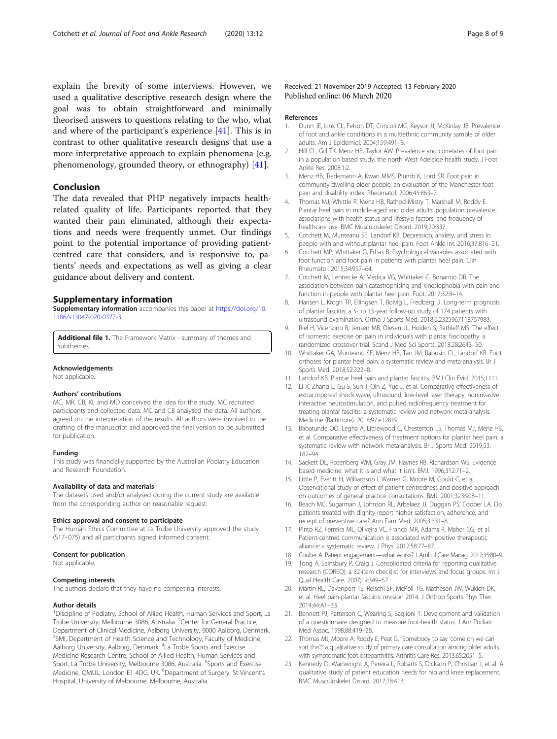explain the brevity of some interviews. However, we used a qualitative descriptive research design where the goal was to obtain straightforward and minimally theorised answers to questions relating to the who, what and where of the participant's experience [41]. This is in contrast to other qualitative research designs that use a more interpretative approach to explain phenomena (e.g. phenomenology, grounded theory, or ethnography) [41].

## Conclusion

The data revealed that PHP negatively impacts health-related quality of life. Participants reported that they wanted their pain eliminated, although their expectations and needs were frequently unmet. Our findings point to the potential importance of providing patient-centred care that considers, and is responsive to, patients' needs and expectations as well as giving a clear guidance about delivery and content.

## Supplementary information

**Supplementary information** accompanies this paper at https://doi.org/10.1186/s13047-020-0377-3.

**Additional file 1.** The Framework Matrix - summary of themes and subthemes.

#### Acknowledgements

Not applicable.

#### Authors' contributions

MC, MR, CB, KL and MD conceived the idea for the study. MC recruited participants and collected data. MC and CB analysed the data. All authors agreed on the interpretation of the results. All authors were involved in the drafting of the manuscript and approved the final version to be submitted for publication.

#### Funding

This study was financially supported by the Australian Podiatry Education and Research Foundation.

#### Availability of data and materials

The datasets used and/or analysed during the current study are available from the corresponding author on reasonable request.

#### Ethics approval and consent to participate

The Human Ethics Committee at La Trobe University approved the study (S17–075) and all participants signed informed consent.

#### Consent for publication

Not applicable.

#### Competing interests

The authors declare that they have no competing interests.

#### Author details

[1]Discipline of Podiatry, School of Allied Health, Human Services and Sport, La Trobe University, Melbourne 3086, Australia. [2]Center for General Practice, Department of Clinical Medicine, Aalborg University, 9000 Aalborg, Denmark. [3]SMI, Department of Health Science and Technology, Faculty of Medicine, Aalborg University, Aalborg, Denmark. [4]La Trobe Sports and Exercise Medicine Research Centre, School of Allied Health, Human Services and Sport, La Trobe University, Melbourne 3086, Australia. [5]Sports and Exercise Medicine, QMUL, London E1 4DG, UK. [6]Department of Surgery, St Vincent's Hospital, University of Melbourne, Melbourne, Australia.

Received: 21 November 2019 Accepted: 13 February 2020
Published online: 06 March 2020

#### References

1. Dunn JE, Link CL, Felson DT, Crincoli MG, Keysor JJ, McKinlay JB. Prevalence of foot and ankle conditions in a multiethnic community sample of older adults. Am J Epidemiol. 2004;159:491–8.
2. Hill CL, Gill TK, Menz HB, Taylor AW. Prevalence and correlates of foot pain in a population based study: the north West Adelaide health study. J Foot Ankle Res. 2008;1:2.
3. Menz HB, Tiedemann A, Kwan MMS, Plumb K, Lord SR. Foot pain in community dwelling older people: an evaluation of the Manchester foot pain and disability index. Rheumatol. 2006;45:863–7.
4. Thomas MJ, Whittle R, Menz HB, Rathod-Mistry T, Marshall M, Roddy E. Plantar heel pain in middle-aged and older adults: population prevalence, associations with health status and lifestyle factors, and frequency of healthcare use. BMC Musculoskelet Disord. 2019;20:337.
5. Cotchett M, Munteanu SE, Landorf KB. Depression, anxiety, and stress in people with and without plantar heel pain. Foot Ankle Int. 2016;37:816–21.
6. Cotchett MP, Whittaker G, Erbas B. Psychological variables associated with foot function and foot pain in patients with plantar heel pain. Clin Rheumatol. 2015;34:957–64.
7. Cotchett M, Lennecke A, Medica VG, Whittaker G, Bonanno DR. The association between pain catastrophising and kinesiophobia with pain and function in people with plantar heel pain. Foot. 2017;32:8–14.
8. Hansen L, Krogh TP, Ellingsen T, Bolvig L, Fredberg U. Long-term prognosis of plantar fasciitis: a 5- to 15-year follow-up study of 174 patients with ultrasound examination. Ortho J Sports Med. 2018;6:2325967118757983.
9. Riel H, Vicenzino B, Jensen MB, Olesen JL, Holden S, Rathleff MS. The effect of isometric exercise on pain in individuals with plantar fasciopathy: a randomized crossover trial. Scand J Med Sci Sports. 2018;28:2643–50.
10. Whittaker GA, Munteanu SE, Menz HB, Tan JM, Rabusin CL, Landorf KB. Foot orthoses for plantar heel pain: a systematic review and meta-analysis. Br J Sports Med. 2018;52:322–8.
11. Landorf KB. Plantar heel pain and plantar fasciitis. BMJ Clin Evid. 2015;1111.
12. Li X, Zhang L, Gu S, Sun J, Qin Z, Yue J, et al. Comparative effectiveness of extracorporeal shock wave, ultrasound, low-level laser therapy, noninvasive interactive neurostimulation, and pulsed radiofrequency treatment for treating plantar fasciitis: a systematic review and network meta-analysis. Medicine (Baltimore). 2018;97:e12819.
13. Babatunde OO, Legha A, Littlewood C, Chesterton LS, Thomas MJ, Menz HB, et al. Comparative effectiveness of treatment options for plantar heel pain: a systematic review with network meta-analysis. Br J Sports Med. 2019;53:182–94.
14. Sackett DL, Rosenberg WM, Gray JM, Haynes RB, Richardson WS. Evidence based medicine: what it is and what it isn't. BMJ. 1996;312:71–2.
15. Little P, Everitt H, Williamson I, Warner G, Moore M, Gould C, et al. Observational study of effect of patient centredness and positive approach on outcomes of general practice consultations. BMJ. 2001;323:908–11.
16. Beach MC, Sugarman J, Johnson RL, Arbelaez JJ, Duggan PS, Cooper LA. Do patients treated with dignity report higher satisfaction, adherence, and receipt of preventive care? Ann Fam Med. 2005;3:331–8.
17. Pinto RZ, Ferreira ML, Oliveira VC, Franco MR, Adams R, Maher CG, et al. Patient-centred communication is associated with positive therapeutic alliance: a systematic review. J Phys. 2012;58:77–87.
18. Coulter A. Patient engagement—what works? J Ambul Care Manag. 2012;35:80–9.
19. Tong A, Sainsbury P, Craig J. Consolidated criteria for reporting qualitative research (COREQ): a 32-item checklist for interviews and focus groups. Int J Qual Health Care. 2007;19:349–57.
20. Martin RL, Davenport TE, Reischl SF, McPoil TG, Matheson JW, Wukich DK, et al. Heel pain-plantar fasciitis: revision 2014. J Orthop Sports Phys Ther. 2014;44:A1–33.
21. Bennett PJ, Patterson C, Wearing S, Baglioni T. Development and validation of a questionnaire designed to measure foot-health status. J Am Podiatr Med Assoc. 1998;88:419–28.
22. Thomas MJ, Moore A, Roddy E, Peat G. "Somebody to say 'come on we can sort this'": a qualitative study of primary care consultation among older adults with symptomatic foot osteoarthritis. Arthritis Care Res. 2013;65:2051–5.
23. Kennedy D, Wainwright A, Pereira L, Robarts S, Dickson P, Christian J, et al. A qualitative study of patient education needs for hip and knee replacement. BMC Musculoskelet Disord. 2017;18:413.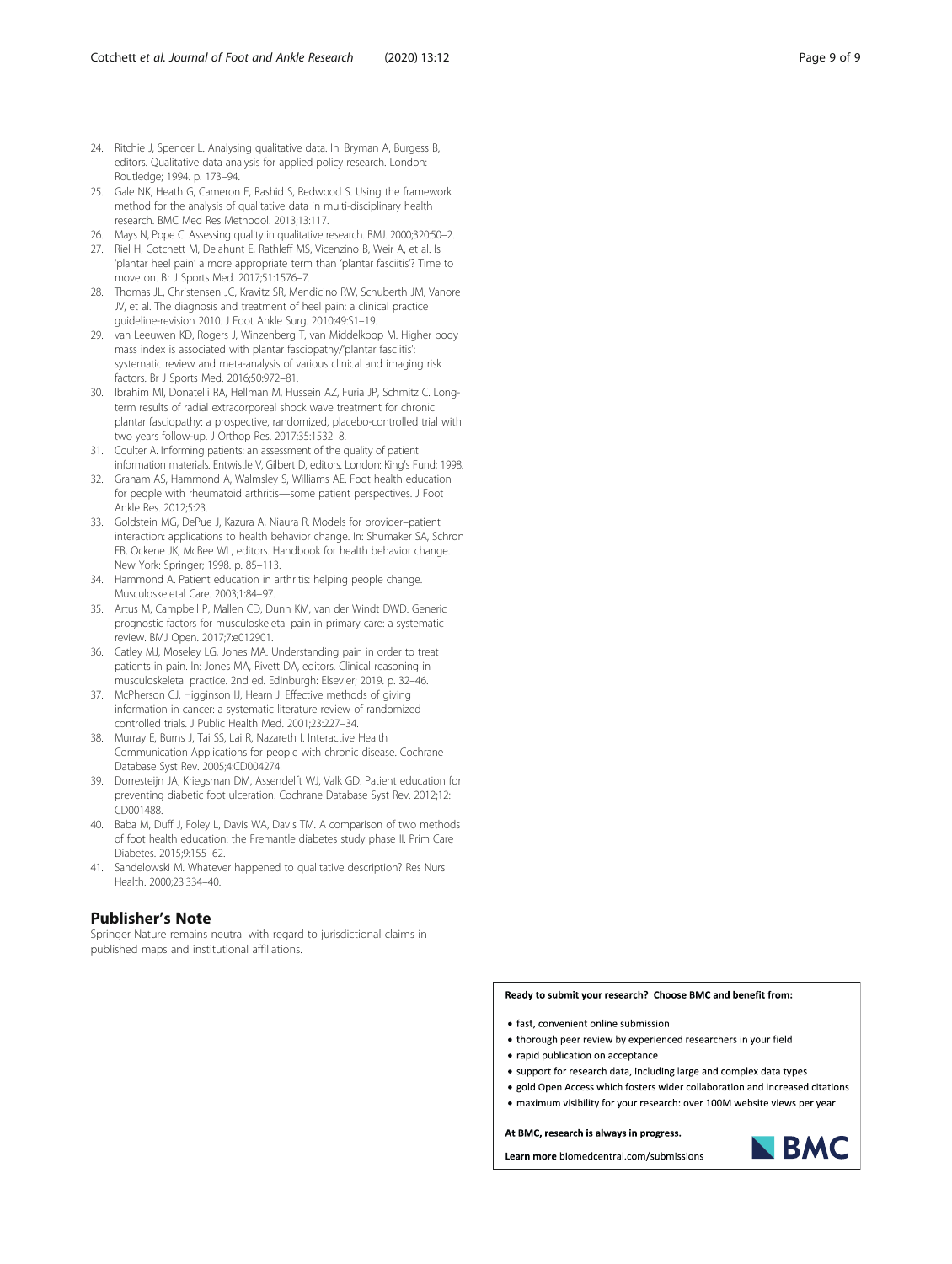24. Ritchie J, Spencer L. Analysing qualitative data. In: Bryman A, Burgess B, editors. Qualitative data analysis for applied policy research. London: Routledge; 1994. p. 173–94.
25. Gale NK, Heath G, Cameron E, Rashid S, Redwood S. Using the framework method for the analysis of qualitative data in multi-disciplinary health research. BMC Med Res Methodol. 2013;13:117.
26. Mays N, Pope C. Assessing quality in qualitative research. BMJ. 2000;320:50–2.
27. Riel H, Cotchett M, Delahunt E, Rathleff MS, Vicenzino B, Weir A, et al. Is 'plantar heel pain' a more appropriate term than 'plantar fasciitis'? Time to move on. Br J Sports Med. 2017;51:1576–7.
28. Thomas JL, Christensen JC, Kravitz SR, Mendicino RW, Schuberth JM, Vanore JV, et al. The diagnosis and treatment of heel pain: a clinical practice guideline-revision 2010. J Foot Ankle Surg. 2010;49:S1–19.
29. van Leeuwen KD, Rogers J, Winzenberg T, van Middelkoop M. Higher body mass index is associated with plantar fasciopathy/'plantar fasciitis': systematic review and meta-analysis of various clinical and imaging risk factors. Br J Sports Med. 2016;50:972–81.
30. Ibrahim MI, Donatelli RA, Hellman M, Hussein AZ, Furia JP, Schmitz C. Long-term results of radial extracorporeal shock wave treatment for chronic plantar fasciopathy: a prospective, randomized, placebo-controlled trial with two years follow-up. J Orthop Res. 2017;35:1532–8.
31. Coulter A. Informing patients: an assessment of the quality of patient information materials. Entwistle V, Gilbert D, editors. London: King's Fund; 1998.
32. Graham AS, Hammond A, Walmsley S, Williams AE. Foot health education for people with rheumatoid arthritis—some patient perspectives. J Foot Ankle Res. 2012;5:23.
33. Goldstein MG, DePue J, Kazura A, Niaura R. Models for provider–patient interaction: applications to health behavior change. In: Shumaker SA, Schron EB, Ockene JK, McBee WL, editors. Handbook for health behavior change. New York: Springer; 1998. p. 85–113.
34. Hammond A. Patient education in arthritis: helping people change. Musculoskeletal Care. 2003;1:84–97.
35. Artus M, Campbell P, Mallen CD, Dunn KM, van der Windt DWD. Generic prognostic factors for musculoskeletal pain in primary care: a systematic review. BMJ Open. 2017;7:e012901.
36. Catley MJ, Moseley LG, Jones MA. Understanding pain in order to treat patients in pain. In: Jones MA, Rivett DA, editors. Clinical reasoning in musculoskeletal practice. 2nd ed. Edinburgh: Elsevier; 2019. p. 32–46.
37. McPherson CJ, Higginson IJ, Hearn J. Effective methods of giving information in cancer: a systematic literature review of randomized controlled trials. J Public Health Med. 2001;23:227–34.
38. Murray E, Burns J, Tai SS, Lai R, Nazareth I. Interactive Health Communication Applications for people with chronic disease. Cochrane Database Syst Rev. 2005;4:CD004274.
39. Dorresteijn JA, Kriegsman DM, Assendelft WJ, Valk GD. Patient education for preventing diabetic foot ulceration. Cochrane Database Syst Rev. 2012;12:CD001488.
40. Baba M, Duff J, Foley L, Davis WA, Davis TM. A comparison of two methods of foot health education: the Fremantle diabetes study phase II. Prim Care Diabetes. 2015;9:155–62.
41. Sandelowski M. Whatever happened to qualitative description? Res Nurs Health. 2000;23:334–40.

## Publisher's Note

Springer Nature remains neutral with regard to jurisdictional claims in published maps and institutional affiliations.